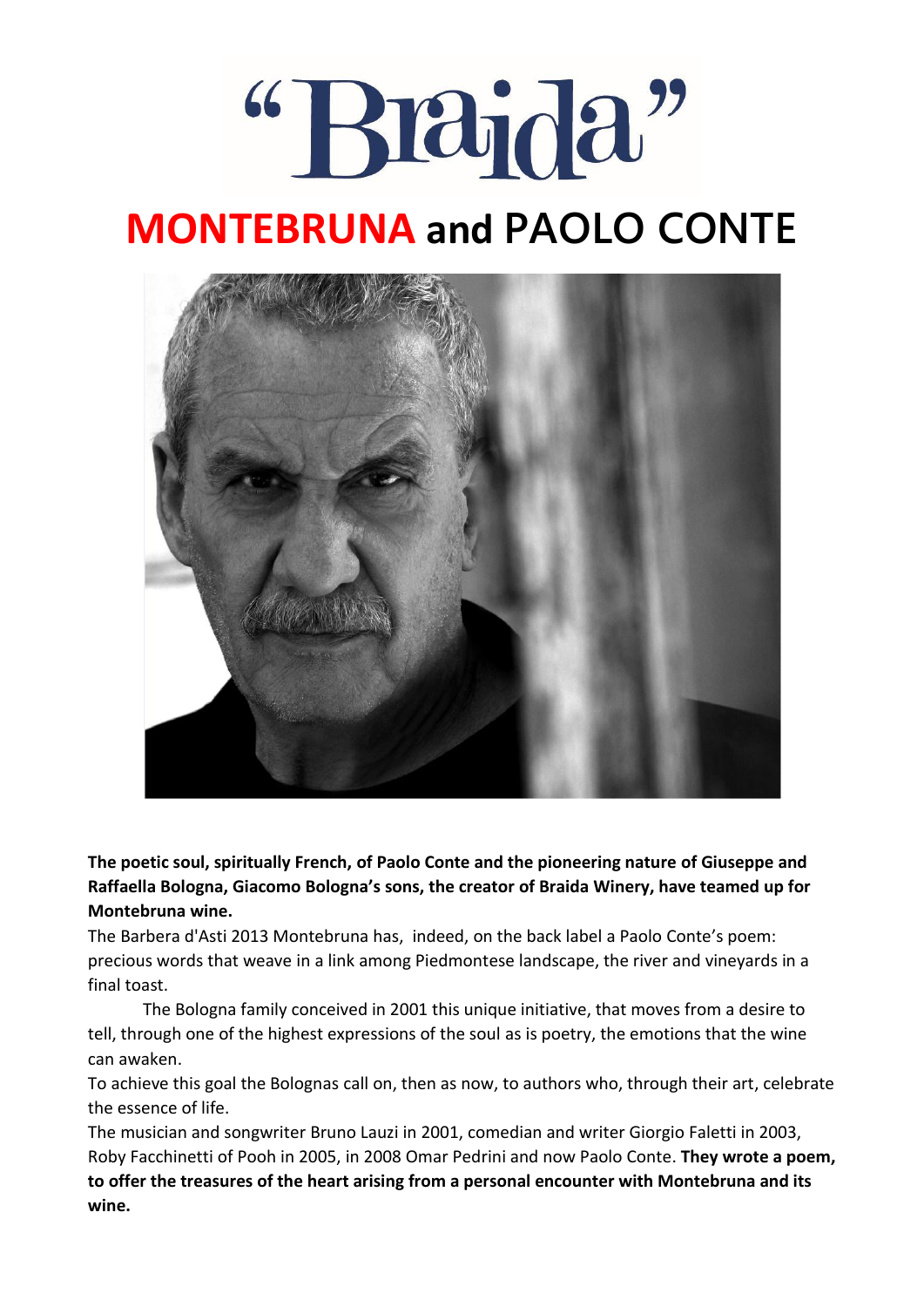# "Braida"

# MONTEBRUNA and PAOLO CONTE

**The poetic soul, spiritually French, of Paolo Conte and the pioneering nature of Giuseppe and Raffaella Bologna, Giacomo Bologna's sons, the creator of Braida Winery, have teamed up for Montebruna wine.**

The Barbera d'Asti 2013 Montebruna has, indeed, on the back label a Paolo Conte's poem: precious words that weave in a link among Piedmontese landscape, the river and vineyards in a final toast.

The Bologna family conceived in 2001 this unique initiative, that moves from a desire to tell, through one of the highest expressions of the soul as is poetry, the emotions that the wine can awaken.

To achieve this goal the Bolognas call on, then as now, to authors who, through their art, celebrate the essence of life.

The musician and songwriter Bruno Lauzi in 2001, comedian and writer Giorgio Faletti in 2003, Roby Facchinetti of Pooh in 2005, in 2008 Omar Pedrini and now Paolo Conte. **They wrote a poem, to offer the treasures of the heart arising from a personal encounter with Montebruna and its wine.**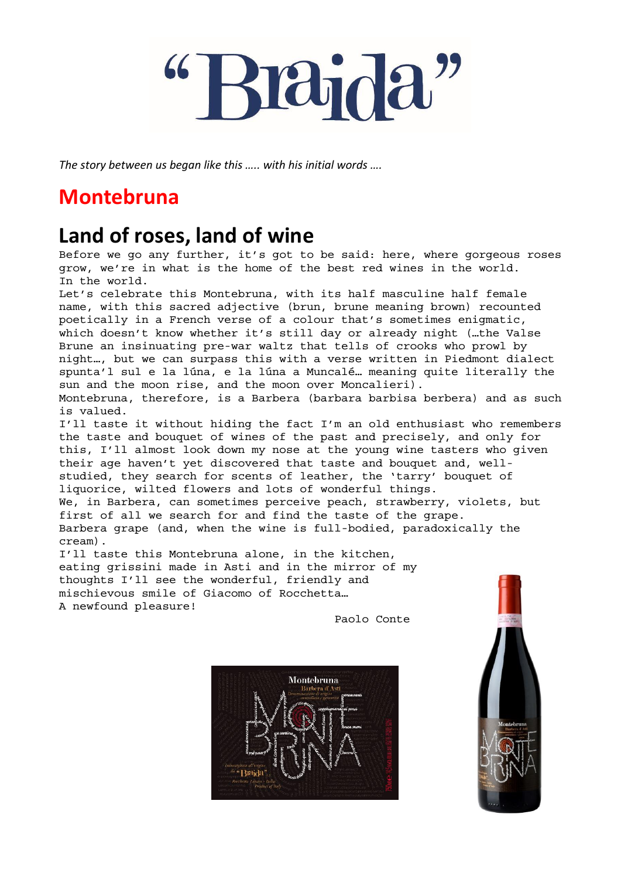# "Braida"

*The story between us began like this ….. with his initial words ….*

## Montebruna

## Land of roses, land of wine

Before we go any further, it's got to be said: here, where gorgeous roses grow, we're in what is the home of the best red wines in the world. In the world.

Let's celebrate this Montebruna, with its half masculine half female name, with this sacred adjective (brun, brune meaning brown) recounted poetically in a French verse of a colour that's sometimes enigmatic, which doesn't know whether it's still day or already night (…the Valse Brune an insinuating pre-war waltz that tells of crooks who prowl by night…, but we can surpass this with a verse written in Piedmont dialect spunta'l sul e la lúna, e la lúna a Muncalé… meaning quite literally the sun and the moon rise, and the moon over Moncalieri).

Montebruna, therefore, is a Barbera (barbara barbisa berbera) and as such is valued.

I'll taste it without hiding the fact I'm an old enthusiast who remembers the taste and bouquet of wines of the past and precisely, and only for this, I'll almost look down my nose at the young wine tasters who given their age haven't yet discovered that taste and bouquet and, well-studied, they search for scents of leather, the 'tarry' bouquet of liquorice, wilted flowers and lots of wonderful things.

We, in Barbera, can sometimes perceive peach, strawberry, violets, but first of all we search for and find the taste of the grape.

Barbera grape (and, when the wine is full-bodied, paradoxically the cream).

I'll taste this Montebruna alone, in the kitchen, eating grissini made in Asti and in the mirror of my thoughts I'll see the wonderful, friendly and mischievous smile of Giacomo of Rocchetta…

A newfound pleasure!

Paolo Conte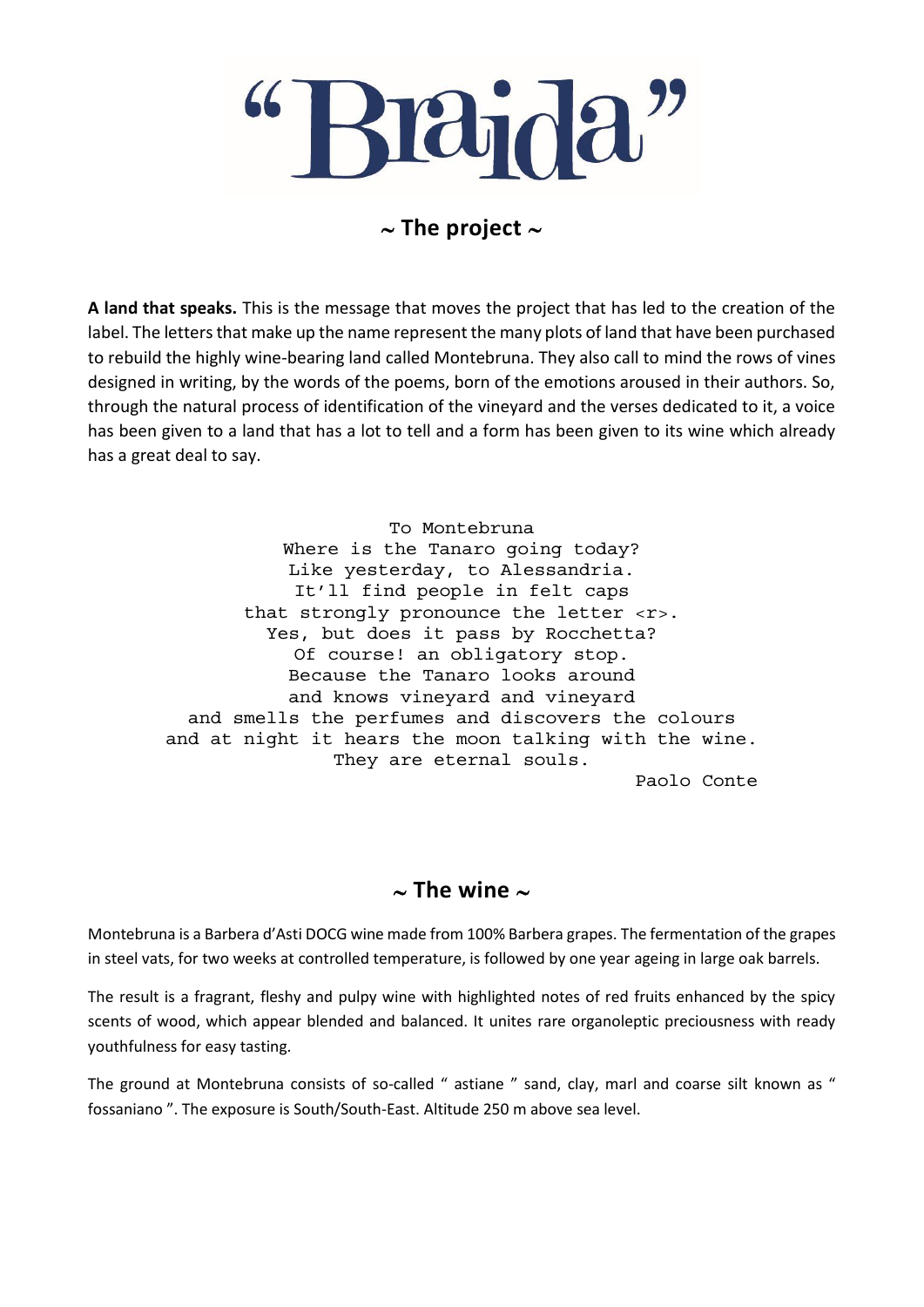# "Braida"

## ~ The project ~

**A land that speaks.** This is the message that moves the project that has led to the creation of the label. The letters that make up the name represent the many plots of land that have been purchased to rebuild the highly wine-bearing land called Montebruna. They also call to mind the rows of vines designed in writing, by the words of the poems, born of the emotions aroused in their authors. So, through the natural process of identification of the vineyard and the verses dedicated to it, a voice has been given to a land that has a lot to tell and a form has been given to its wine which already has a great deal to say.

To Montebruna
Where is the Tanaro going today?
Like yesterday, to Alessandria.
It'll find people in felt caps
that strongly pronounce the letter <r>.
Yes, but does it pass by Rocchetta?
Of course! an obligatory stop.
Because the Tanaro looks around
and knows vineyard and vineyard
and smells the perfumes and discovers the colours
and at night it hears the moon talking with the wine.
They are eternal souls.

Paolo Conte

## ~ The wine ~

Montebruna is a Barbera d'Asti DOCG wine made from 100% Barbera grapes. The fermentation of the grapes in steel vats, for two weeks at controlled temperature, is followed by one year ageing in large oak barrels.

The result is a fragrant, fleshy and pulpy wine with highlighted notes of red fruits enhanced by the spicy scents of wood, which appear blended and balanced. It unites rare organoleptic preciousness with ready youthfulness for easy tasting.

The ground at Montebruna consists of so-called " astiane " sand, clay, marl and coarse silt known as " fossaniano ". The exposure is South/South-East. Altitude 250 m above sea level.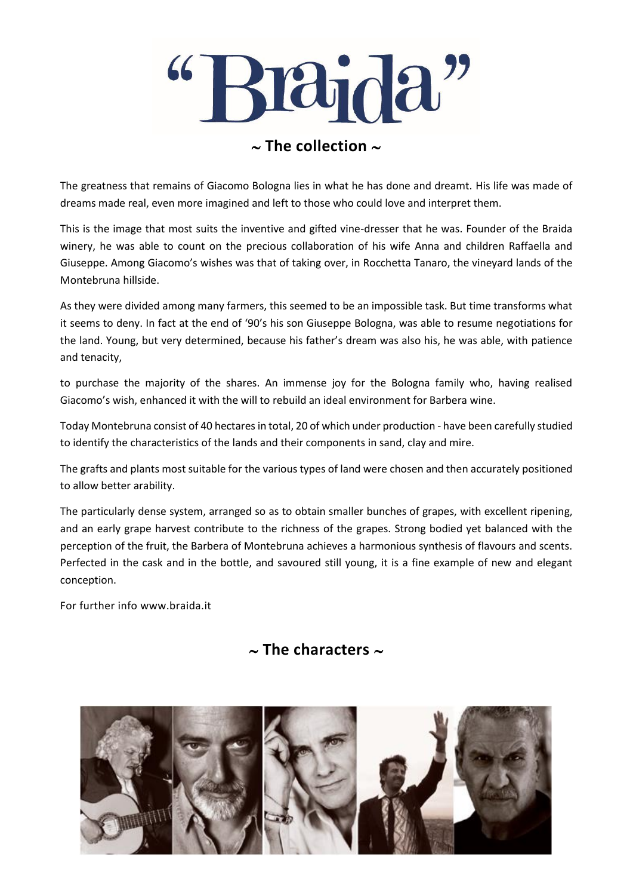# "Braida"

## ~ The collection ~

The greatness that remains of Giacomo Bologna lies in what he has done and dreamt. His life was made of dreams made real, even more imagined and left to those who could love and interpret them.

This is the image that most suits the inventive and gifted vine-dresser that he was. Founder of the Braida winery, he was able to count on the precious collaboration of his wife Anna and children Raffaella and Giuseppe. Among Giacomo's wishes was that of taking over, in Rocchetta Tanaro, the vineyard lands of the Montebruna hillside.

As they were divided among many farmers, this seemed to be an impossible task. But time transforms what it seems to deny. In fact at the end of '90's his son Giuseppe Bologna, was able to resume negotiations for the land. Young, but very determined, because his father's dream was also his, he was able, with patience and tenacity,

to purchase the majority of the shares. An immense joy for the Bologna family who, having realised Giacomo's wish, enhanced it with the will to rebuild an ideal environment for Barbera wine.

Today Montebruna consist of 40 hectares in total, 20 of which under production - have been carefully studied to identify the characteristics of the lands and their components in sand, clay and mire.

The grafts and plants most suitable for the various types of land were chosen and then accurately positioned to allow better arability.

The particularly dense system, arranged so as to obtain smaller bunches of grapes, with excellent ripening, and an early grape harvest contribute to the richness of the grapes. Strong bodied yet balanced with the perception of the fruit, the Barbera of Montebruna achieves a harmonious synthesis of flavours and scents. Perfected in the cask and in the bottle, and savoured still young, it is a fine example of new and elegant conception.

For further info www.braida.it

## ~ The characters ~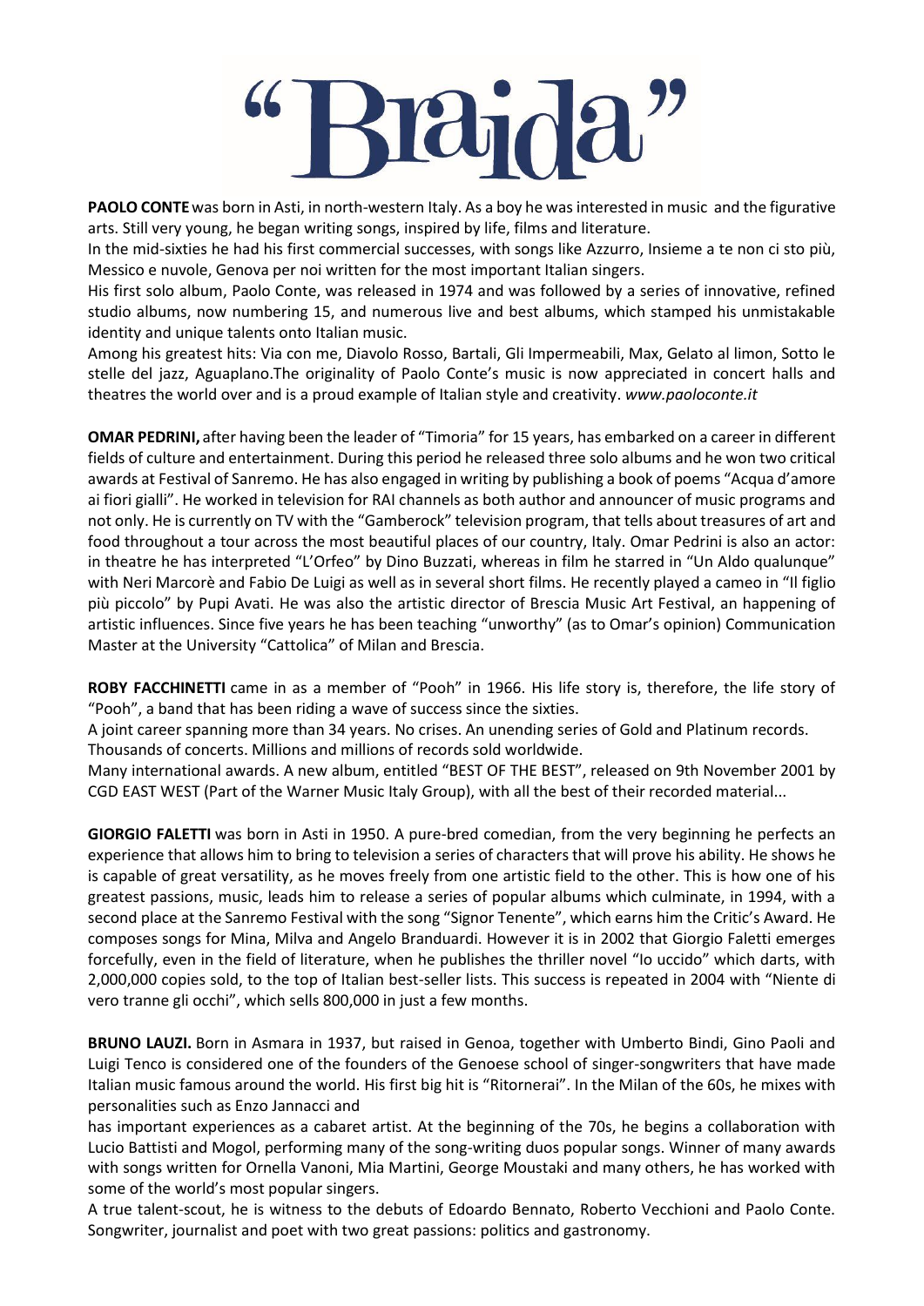# "Braida"

**PAOLO CONTE** was born in Asti, in north-western Italy. As a boy he was interested in music and the figurative arts. Still very young, he began writing songs, inspired by life, films and literature.
In the mid-sixties he had his first commercial successes, with songs like Azzurro, Insieme a te non ci sto più, Messico e nuvole, Genova per noi written for the most important Italian singers.
His first solo album, Paolo Conte, was released in 1974 and was followed by a series of innovative, refined studio albums, now numbering 15, and numerous live and best albums, which stamped his unmistakable identity and unique talents onto Italian music.
Among his greatest hits: Via con me, Diavolo Rosso, Bartali, Gli Impermeabili, Max, Gelato al limon, Sotto le stelle del jazz, Aguaplano.The originality of Paolo Conte's music is now appreciated in concert halls and theatres the world over and is a proud example of Italian style and creativity. *www.paoloconte.it*

**OMAR PEDRINI,** after having been the leader of "Timoria" for 15 years, has embarked on a career in different fields of culture and entertainment. During this period he released three solo albums and he won two critical awards at Festival of Sanremo. He has also engaged in writing by publishing a book of poems "Acqua d'amore ai fiori gialli". He worked in television for RAI channels as both author and announcer of music programs and not only. He is currently on TV with the "Gamberock" television program, that tells about treasures of art and food throughout a tour across the most beautiful places of our country, Italy. Omar Pedrini is also an actor: in theatre he has interpreted "L'Orfeo" by Dino Buzzati, whereas in film he starred in "Un Aldo qualunque" with Neri Marcorè and Fabio De Luigi as well as in several short films. He recently played a cameo in "Il figlio più piccolo" by Pupi Avati. He was also the artistic director of Brescia Music Art Festival, an happening of artistic influences. Since five years he has been teaching "unworthy" (as to Omar's opinion) Communication Master at the University "Cattolica" of Milan and Brescia.

**ROBY FACCHINETTI** came in as a member of "Pooh" in 1966. His life story is, therefore, the life story of "Pooh", a band that has been riding a wave of success since the sixties.
A joint career spanning more than 34 years. No crises. An unending series of Gold and Platinum records.
Thousands of concerts. Millions and millions of records sold worldwide.
Many international awards. A new album, entitled "BEST OF THE BEST", released on 9th November 2001 by CGD EAST WEST (Part of the Warner Music Italy Group), with all the best of their recorded material...

**GIORGIO FALETTI** was born in Asti in 1950. A pure-bred comedian, from the very beginning he perfects an experience that allows him to bring to television a series of characters that will prove his ability. He shows he is capable of great versatility, as he moves freely from one artistic field to the other. This is how one of his greatest passions, music, leads him to release a series of popular albums which culminate, in 1994, with a second place at the Sanremo Festival with the song "Signor Tenente", which earns him the Critic's Award. He composes songs for Mina, Milva and Angelo Branduardi. However it is in 2002 that Giorgio Faletti emerges forcefully, even in the field of literature, when he publishes the thriller novel "Io uccido" which darts, with 2,000,000 copies sold, to the top of Italian best-seller lists. This success is repeated in 2004 with "Niente di vero tranne gli occhi", which sells 800,000 in just a few months.

**BRUNO LAUZI.** Born in Asmara in 1937, but raised in Genoa, together with Umberto Bindi, Gino Paoli and Luigi Tenco is considered one of the founders of the Genoese school of singer-songwriters that have made Italian music famous around the world. His first big hit is "Ritornerai". In the Milan of the 60s, he mixes with personalities such as Enzo Jannacci and
has important experiences as a cabaret artist. At the beginning of the 70s, he begins a collaboration with Lucio Battisti and Mogol, performing many of the song-writing duos popular songs. Winner of many awards with songs written for Ornella Vanoni, Mia Martini, George Moustaki and many others, he has worked with some of the world's most popular singers.
A true talent-scout, he is witness to the debuts of Edoardo Bennato, Roberto Vecchioni and Paolo Conte. Songwriter, journalist and poet with two great passions: politics and gastronomy.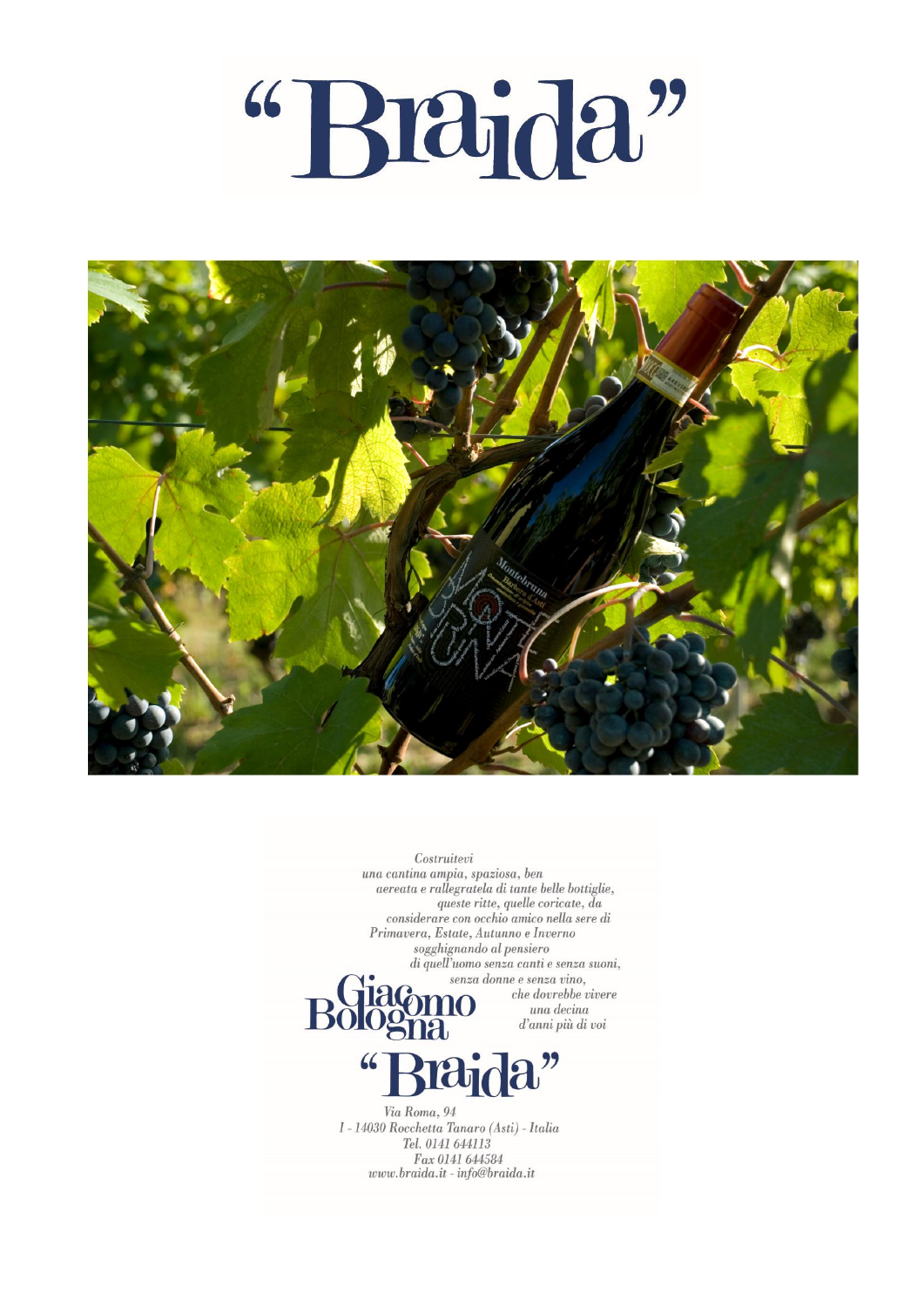# "Braida"

*Costruitevi*
*una cantina ampia, spaziosa, ben*
*aereata e rallegratela di tante belle bottiglie,*
*queste ritte, quelle coricate, da*
*considerare con occhio amico nella sere di*
*Primavera, Estate, Autunno e Inverno*
*sogghignando al pensiero*
*di quell'uomo senza canti e senza suoni,*
*senza donne e senza vino,*
*che dovrebbe vivere*
*una decina*
*d'anni più di voi*

Giacomo Bologna

"Braida"

*Via Roma, 94*
*I - 14030 Rocchetta Tanaro (Asti) - Italia*
*Tel. 0141 644113*
*Fax 0141 644584*
*www.braida.it - info@braida.it*